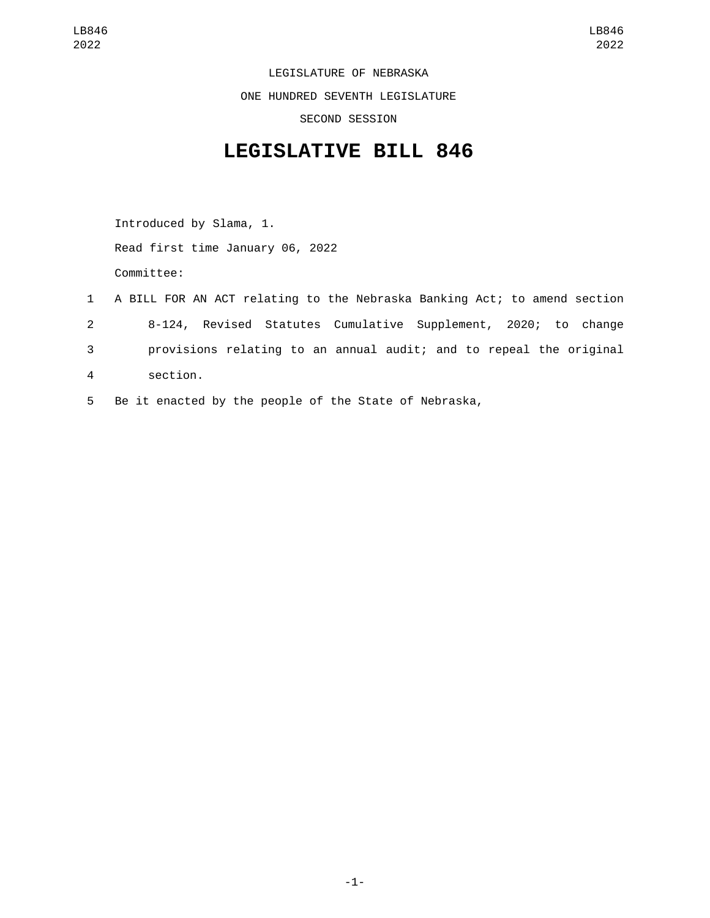LEGISLATURE OF NEBRASKA

ONE HUNDRED SEVENTH LEGISLATURE

SECOND SESSION

# LEGISLATIVE BILL 846

Introduced by Slama, 1.

Read first time January 06, 2022

Committee:

1 A BILL FOR AN ACT relating to the Nebraska Banking Act; to amend section
2 8-124, Revised Statutes Cumulative Supplement, 2020; to change
3 provisions relating to an annual audit; and to repeal the original
4 section.
5 Be it enacted by the people of the State of Nebraska,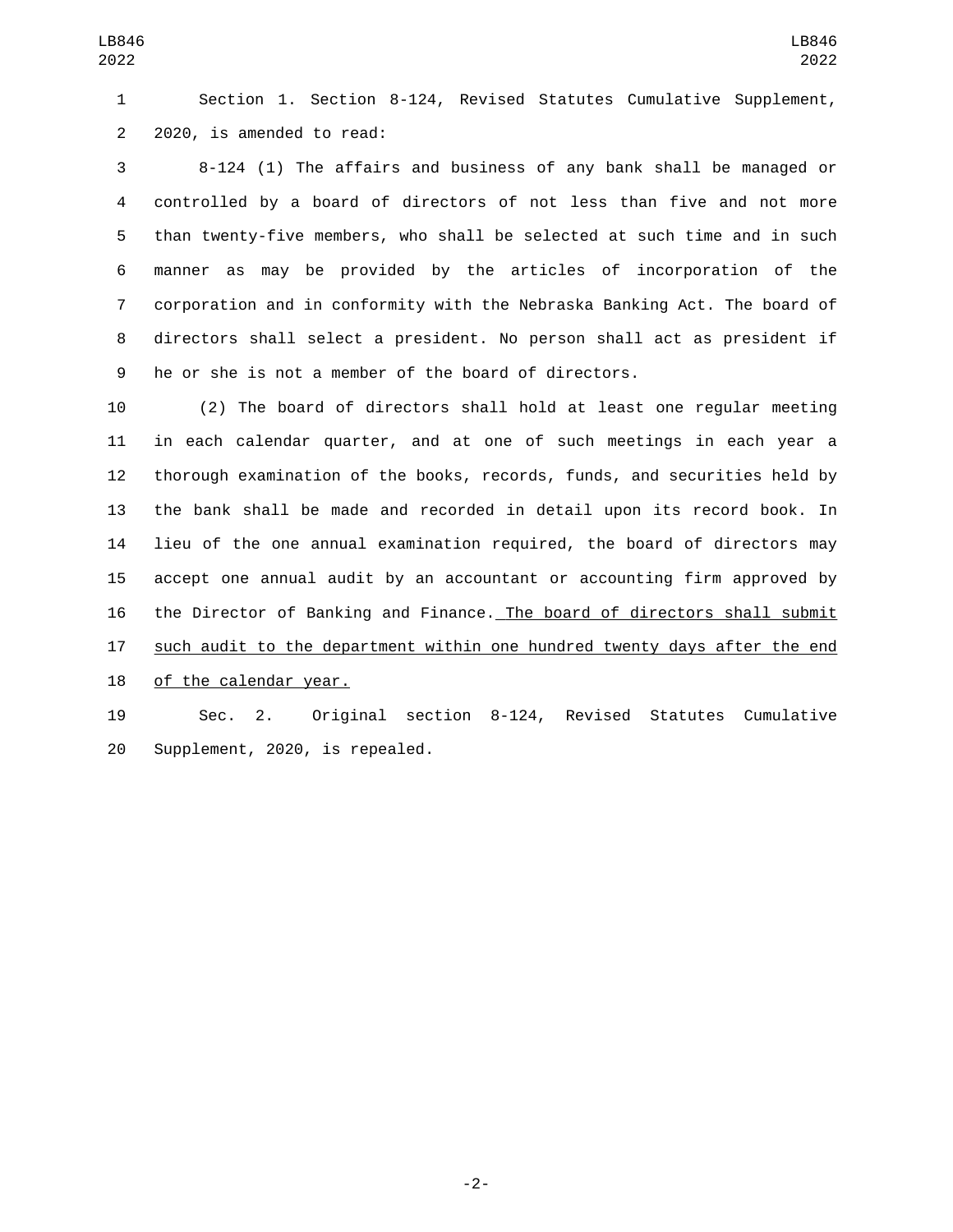Section 1. Section 8-124, Revised Statutes Cumulative Supplement, 2020, is amended to read:

8-124 (1) The affairs and business of any bank shall be managed or controlled by a board of directors of not less than five and not more than twenty-five members, who shall be selected at such time and in such manner as may be provided by the articles of incorporation of the corporation and in conformity with the Nebraska Banking Act. The board of directors shall select a president. No person shall act as president if he or she is not a member of the board of directors.

(2) The board of directors shall hold at least one regular meeting in each calendar quarter, and at one of such meetings in each year a thorough examination of the books, records, funds, and securities held by the bank shall be made and recorded in detail upon its record book. In lieu of the one annual examination required, the board of directors may accept one annual audit by an accountant or accounting firm approved by the Director of Banking and Finance. The board of directors shall submit such audit to the department within one hundred twenty days after the end of the calendar year.

Sec. 2. Original section 8-124, Revised Statutes Cumulative Supplement, 2020, is repealed.